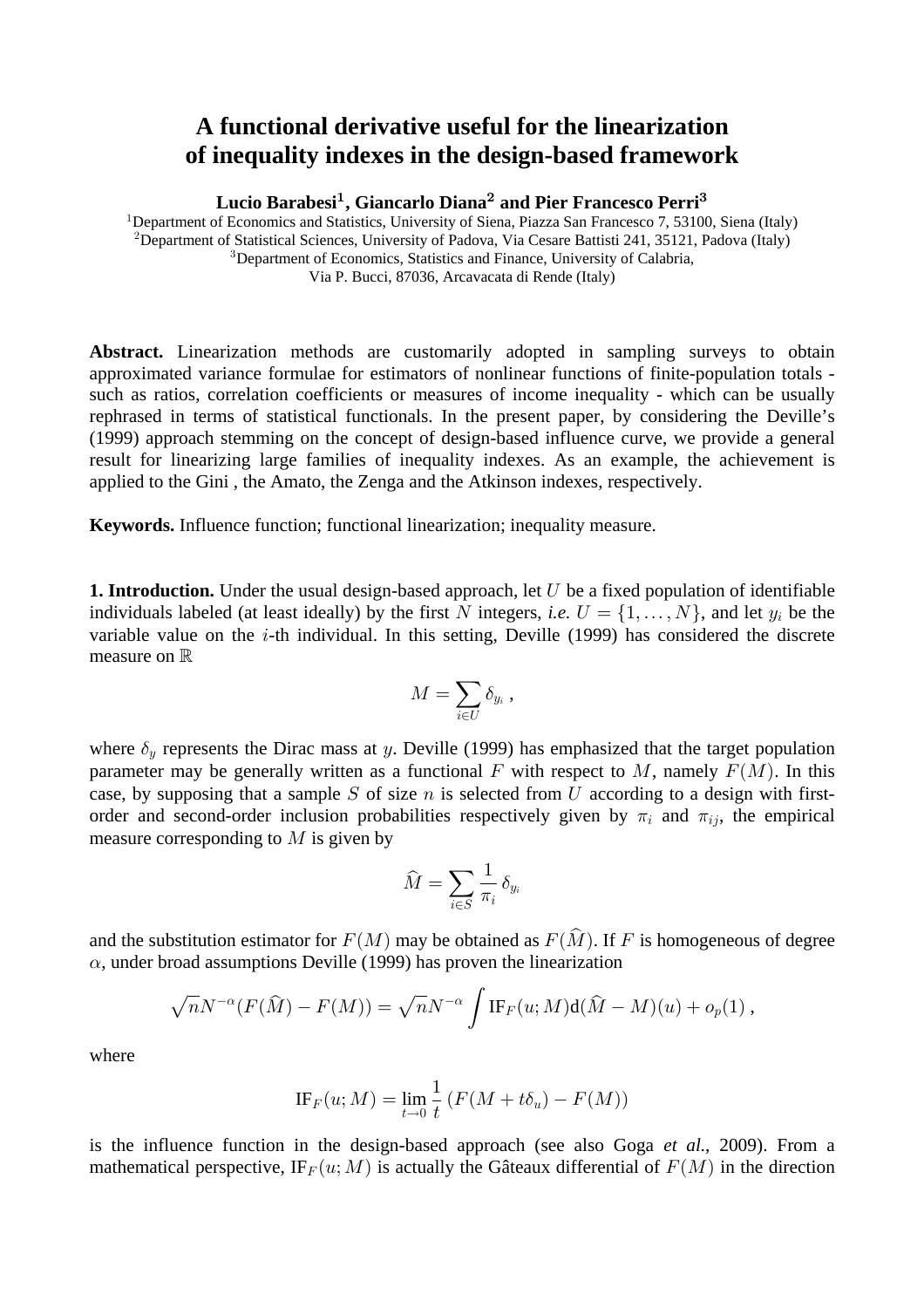# A functional derivative useful for the linearization of inequality indexes in the design-based framework

**Lucio Barabesi[1], Giancarlo Diana[2] and Pier Francesco Perri[3]**

[1]Department of Economics and Statistics, University of Siena, Piazza San Francesco 7, 53100, Siena (Italy)
[2]Department of Statistical Sciences, University of Padova, Via Cesare Battisti 241, 35121, Padova (Italy)
[3]Department of Economics, Statistics and Finance, University of Calabria,
Via P. Bucci, 87036, Arcavacata di Rende (Italy)

**Abstract.** Linearization methods are customarily adopted in sampling surveys to obtain approximated variance formulae for estimators of nonlinear functions of finite-population totals - such as ratios, correlation coefficients or measures of income inequality - which can be usually rephrased in terms of statistical functionals. In the present paper, by considering the Deville's (1999) approach stemming on the concept of design-based influence curve, we provide a general result for linearizing large families of inequality indexes. As an example, the achievement is applied to the Gini , the Amato, the Zenga and the Atkinson indexes, respectively.

**Keywords.** Influence function; functional linearization; inequality measure.

**1. Introduction.** Under the usual design-based approach, let $U$ be a fixed population of identifiable individuals labeled (at least ideally) by the first $N$ integers, *i.e.* $U = \{1, \ldots, N\}$, and let $y_i$ be the variable value on the $i$-th individual. In this setting, Deville (1999) has considered the discrete measure on $\mathbb{R}$

$$M = \sum_{i \in U} \delta_{y_i} \,,$$

where $\delta_y$ represents the Dirac mass at $y$. Deville (1999) has emphasized that the target population parameter may be generally written as a functional $F$ with respect to $M$, namely $F(M)$. In this case, by supposing that a sample $S$ of size $n$ is selected from $U$ according to a design with first-order and second-order inclusion probabilities respectively given by $\pi_i$ and $\pi_{ij}$, the empirical measure corresponding to $M$ is given by

$$\widehat{M} = \sum_{i \in S} \frac{1}{\pi_i} \delta_{y_i}$$

and the substitution estimator for $F(M)$ may be obtained as $F(\widehat{M})$. If $F$ is homogeneous of degree $\alpha$, under broad assumptions Deville (1999) has proven the linearization

$$\sqrt{n} N^{-\alpha} (F(\widehat{M}) - F(M)) = \sqrt{n} N^{-\alpha} \int \mathrm{IF}_F(u; M) \mathrm{d}(\widehat{M} - M)(u) + o_p(1) \,,$$

where

$$\mathrm{IF}_F(u; M) = \lim_{t \to 0} \frac{1}{t} \left( F(M + t\delta_u) - F(M) \right)$$

is the influence function in the design-based approach (see also Goga *et al.*, 2009). From a mathematical perspective, $\mathrm{IF}_F(u; M)$ is actually the Gâteaux differential of $F(M)$ in the direction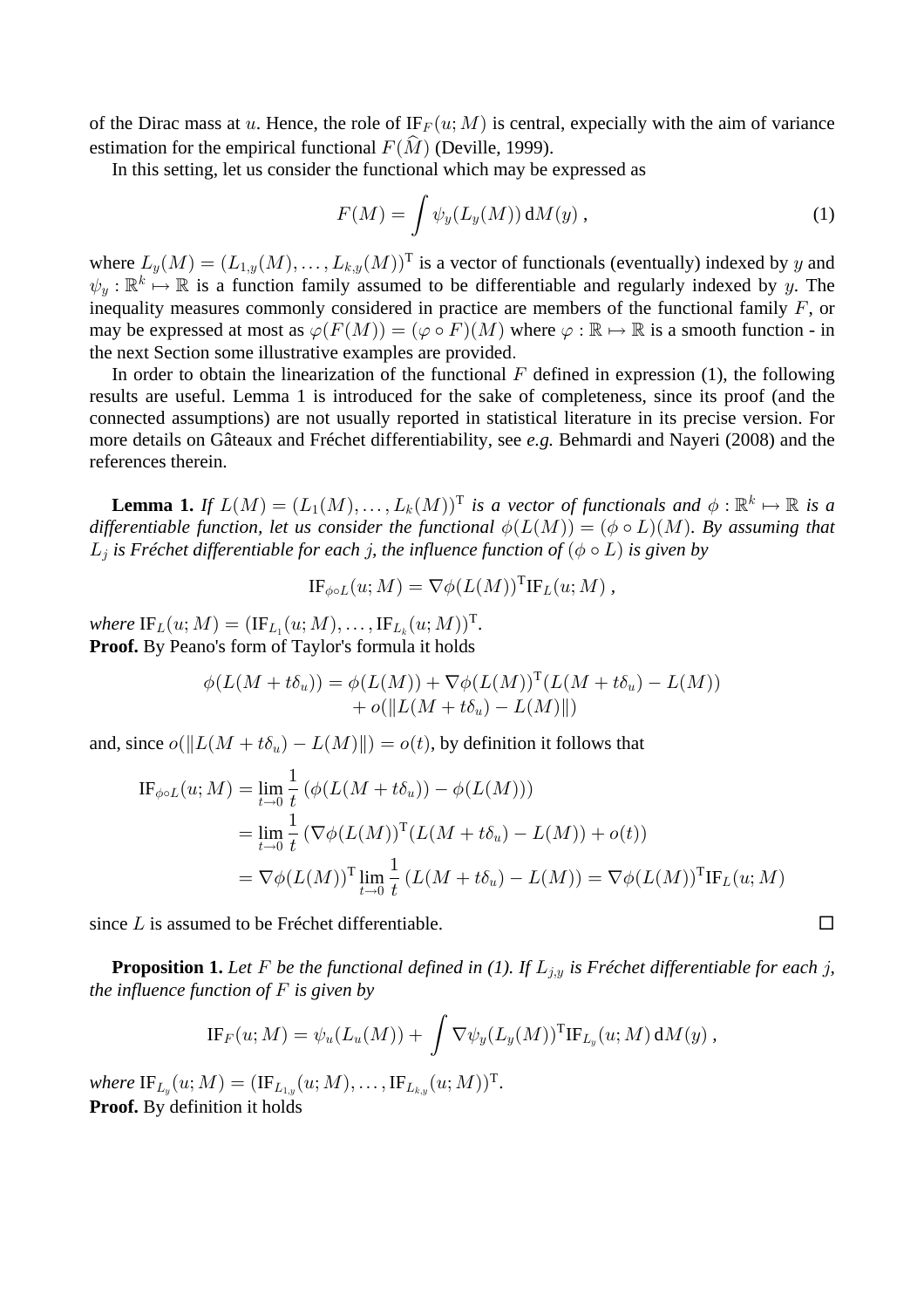of the Dirac mass at $u$. Hence, the role of $\mathrm{IF}_F(u;M)$ is central, expecially with the aim of variance estimation for the empirical functional $F(\widehat{M})$ (Deville, 1999).

In this setting, let us consider the functional which may be expressed as

$$F(M) = \int \psi_y(L_y(M))\,\mathrm{d}M(y)\,, \tag{1}$$

where $L_y(M) = (L_{1,y}(M), \ldots, L_{k,y}(M))^{\mathrm{T}}$ is a vector of functionals (eventually) indexed by $y$ and $\psi_y : \mathbb{R}^k \mapsto \mathbb{R}$ is a function family assumed to be differentiable and regularly indexed by $y$. The inequality measures commonly considered in practice are members of the functional family $F$, or may be expressed at most as $\varphi(F(M)) = (\varphi \circ F)(M)$ where $\varphi : \mathbb{R} \mapsto \mathbb{R}$ is a smooth function - in the next Section some illustrative examples are provided.

In order to obtain the linearization of the functional $F$ defined in expression (1), the following results are useful. Lemma 1 is introduced for the sake of completeness, since its proof (and the connected assumptions) are not usually reported in statistical literature in its precise version. For more details on Gâteaux and Fréchet differentiability, see *e.g.* Behmardi and Nayeri (2008) and the references therein.

**Lemma 1.** *If $L(M) = (L_1(M), \ldots, L_k(M))^{\mathrm{T}}$ is a vector of functionals and $\phi : \mathbb{R}^k \mapsto \mathbb{R}$ is a differentiable function, let us consider the functional $\phi(L(M)) = (\phi \circ L)(M)$. By assuming that $L_j$ is Fréchet differentiable for each $j$, the influence function of $(\phi \circ L)$ is given by*

$$\mathrm{IF}_{\phi\circ L}(u;M) = \nabla\phi(L(M))^{\mathrm{T}}\mathrm{IF}_L(u;M)\,,$$

*where* $\mathrm{IF}_L(u;M) = (\mathrm{IF}_{L_1}(u;M), \ldots, \mathrm{IF}_{L_k}(u;M))^{\mathrm{T}}$.

**Proof.** By Peano's form of Taylor's formula it holds

$$\begin{aligned}\phi(L(M + t\delta_u)) = \phi(L(M)) &+ \nabla\phi(L(M))^{\mathrm{T}}(L(M + t\delta_u) - L(M)) \\ &+ o(\|L(M + t\delta_u) - L(M)\|)\end{aligned}$$

and, since $o(\|L(M + t\delta_u) - L(M)\|) = o(t)$, by definition it follows that

$$\begin{aligned}\mathrm{IF}_{\phi\circ L}(u;M) &= \lim_{t\to 0}\frac{1}{t}\left(\phi(L(M + t\delta_u)) - \phi(L(M))\right) \\ &= \lim_{t\to 0}\frac{1}{t}\left(\nabla\phi(L(M))^{\mathrm{T}}(L(M + t\delta_u) - L(M)) + o(t)\right) \\ &= \nabla\phi(L(M))^{\mathrm{T}}\lim_{t\to 0}\frac{1}{t}\left(L(M + t\delta_u) - L(M)\right) = \nabla\phi(L(M))^{\mathrm{T}}\mathrm{IF}_L(u;M)\end{aligned}$$

since $L$ is assumed to be Fréchet differentiable. □

**Proposition 1.** *Let $F$ be the functional defined in (1). If $L_{j,y}$ is Fréchet differentiable for each $j$, the influence function of $F$ is given by*

$$\mathrm{IF}_F(u;M) = \psi_u(L_u(M)) + \int \nabla\psi_y(L_y(M))^{\mathrm{T}}\mathrm{IF}_{L_y}(u;M)\,\mathrm{d}M(y)\,,$$

*where* $\mathrm{IF}_{L_y}(u;M) = (\mathrm{IF}_{L_{1,y}}(u;M), \ldots, \mathrm{IF}_{L_{k,y}}(u;M))^{\mathrm{T}}$.

**Proof.** By definition it holds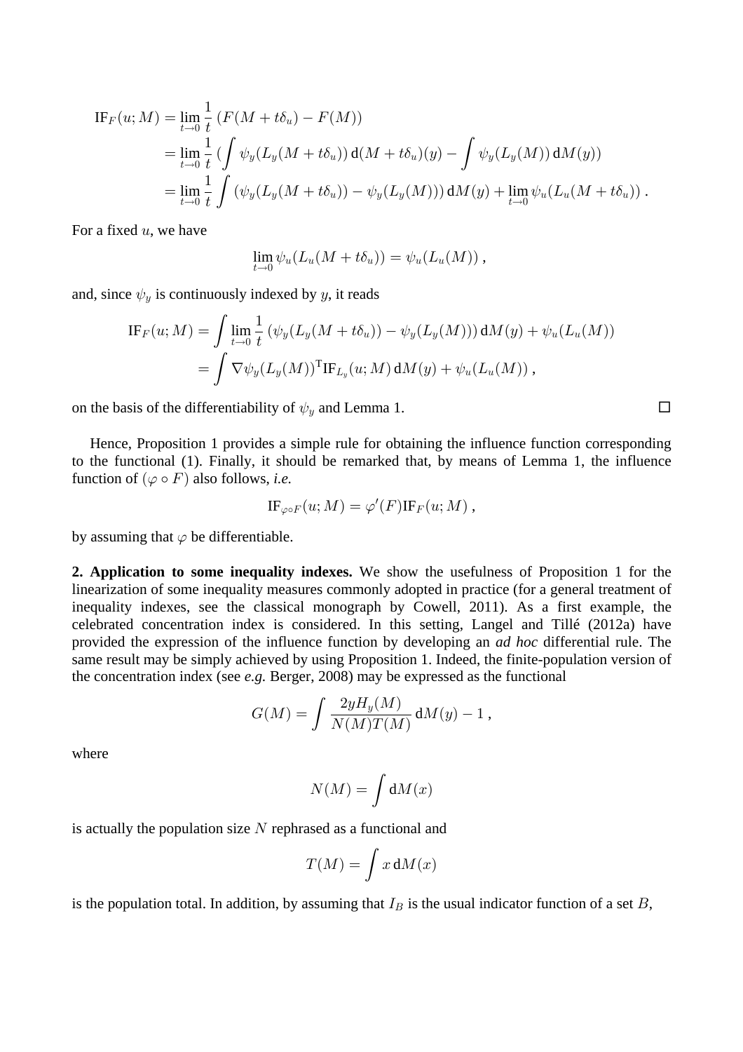$$
\begin{aligned}
\mathrm{IF}_F(u;M) &= \lim_{t\to 0}\frac{1}{t}\left(F(M+t\delta_u)-F(M)\right)\\
&= \lim_{t\to 0}\frac{1}{t}\left(\int \psi_y(L_y(M+t\delta_u))\,\mathrm{d}(M+t\delta_u)(y)-\int \psi_y(L_y(M))\,\mathrm{d}M(y)\right)\\
&= \lim_{t\to 0}\frac{1}{t}\int \left(\psi_y(L_y(M+t\delta_u))-\psi_y(L_y(M))\right)\mathrm{d}M(y)+\lim_{t\to 0}\psi_u(L_u(M+t\delta_u))\,.
\end{aligned}
$$

For a fixed $u$, we have

$$
\lim_{t\to 0}\psi_u(L_u(M+t\delta_u))=\psi_u(L_u(M))\,,
$$

and, since $\psi_y$ is continuously indexed by $y$, it reads

$$
\begin{aligned}
\mathrm{IF}_F(u;M) &= \int \lim_{t\to 0}\frac{1}{t}\left(\psi_y(L_y(M+t\delta_u))-\psi_y(L_y(M))\right)\mathrm{d}M(y)+\psi_u(L_u(M))\\
&= \int \nabla\psi_y(L_y(M))^{\mathrm{T}}\mathrm{IF}_{L_y}(u;M)\,\mathrm{d}M(y)+\psi_u(L_u(M))\,,
\end{aligned}
$$

on the basis of the differentiability of $\psi_y$ and Lemma 1. □

Hence, Proposition 1 provides a simple rule for obtaining the influence function corresponding to the functional (1). Finally, it should be remarked that, by means of Lemma 1, the influence function of $(\varphi\circ F)$ also follows, *i.e.*

$$
\mathrm{IF}_{\varphi\circ F}(u;M)=\varphi'(F)\mathrm{IF}_F(u;M)\,,
$$

by assuming that $\varphi$ be differentiable.

**2. Application to some inequality indexes.** We show the usefulness of Proposition 1 for the linearization of some inequality measures commonly adopted in practice (for a general treatment of inequality indexes, see the classical monograph by Cowell, 2011). As a first example, the celebrated concentration index is considered. In this setting, Langel and Tillé (2012a) have provided the expression of the influence function by developing an *ad hoc* differential rule. The same result may be simply achieved by using Proposition 1. Indeed, the finite-population version of the concentration index (see *e.g.* Berger, 2008) may be expressed as the functional

$$
G(M)=\int \frac{2yH_y(M)}{N(M)T(M)}\,\mathrm{d}M(y)-1\,,
$$

where

$$
N(M)=\int \mathrm{d}M(x)
$$

is actually the population size $N$ rephrased as a functional and

$$
T(M)=\int x\,\mathrm{d}M(x)
$$

is the population total. In addition, by assuming that $I_B$ is the usual indicator function of a set $B$,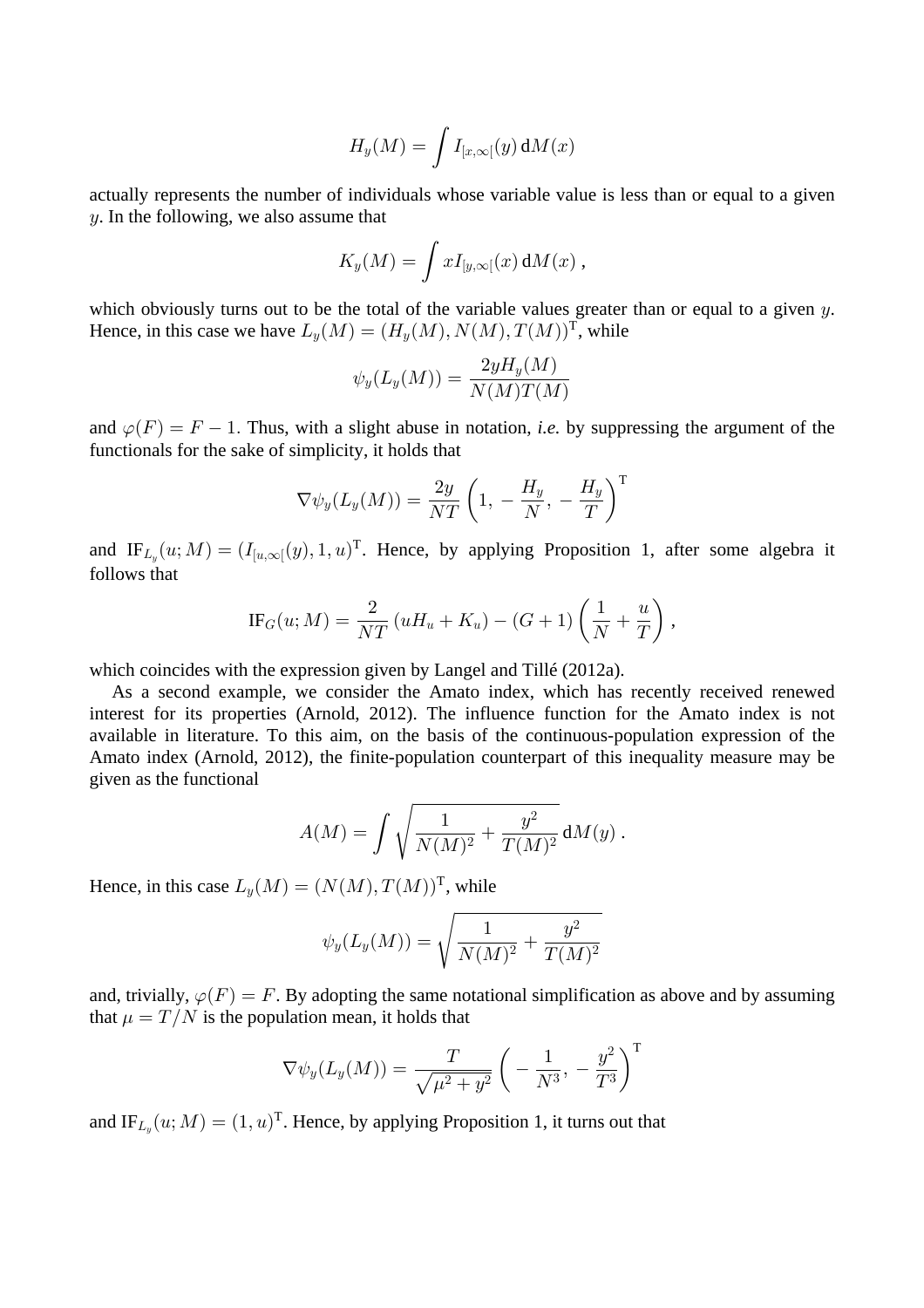$$H_y(M) = \int I_{[x,\infty[}(y)\, \mathrm{d}M(x)$$

actually represents the number of individuals whose variable value is less than or equal to a given $y$. In the following, we also assume that

$$K_y(M) = \int x I_{[y,\infty[}(x)\, \mathrm{d}M(x)\,,$$

which obviously turns out to be the total of the variable values greater than or equal to a given $y$. Hence, in this case we have $L_y(M) = (H_y(M), N(M), T(M))^{\mathrm{T}}$, while

$$\psi_y(L_y(M)) = \frac{2yH_y(M)}{N(M)T(M)}$$

and $\varphi(F) = F - 1$. Thus, with a slight abuse in notation, *i.e.* by suppressing the argument of the functionals for the sake of simplicity, it holds that

$$\nabla\psi_y(L_y(M)) = \frac{2y}{NT}\left(1,\, -\frac{H_y}{N},\, -\frac{H_y}{T}\right)^{\mathrm{T}}$$

and $\mathrm{IF}_{L_y}(u;M) = (I_{[u,\infty[}(y), 1, u)^{\mathrm{T}}$. Hence, by applying Proposition 1, after some algebra it follows that

$$\mathrm{IF}_G(u;M) = \frac{2}{NT}\left(uH_u + K_u\right) - (G+1)\left(\frac{1}{N} + \frac{u}{T}\right),$$

which coincides with the expression given by Langel and Tillé (2012a).

As a second example, we consider the Amato index, which has recently received renewed interest for its properties (Arnold, 2012). The influence function for the Amato index is not available in literature. To this aim, on the basis of the continuous-population expression of the Amato index (Arnold, 2012), the finite-population counterpart of this inequality measure may be given as the functional

$$A(M) = \int \sqrt{\frac{1}{N(M)^2} + \frac{y^2}{T(M)^2}}\, \mathrm{d}M(y)\,.$$

Hence, in this case $L_y(M) = (N(M), T(M))^{\mathrm{T}}$, while

$$\psi_y(L_y(M)) = \sqrt{\frac{1}{N(M)^2} + \frac{y^2}{T(M)^2}}$$

and, trivially, $\varphi(F) = F$. By adopting the same notational simplification as above and by assuming that $\mu = T/N$ is the population mean, it holds that

$$\nabla\psi_y(L_y(M)) = \frac{T}{\sqrt{\mu^2 + y^2}}\left(-\frac{1}{N^3},\, -\frac{y^2}{T^3}\right)^{\mathrm{T}}$$

and $\mathrm{IF}_{L_y}(u;M) = (1, u)^{\mathrm{T}}$. Hence, by applying Proposition 1, it turns out that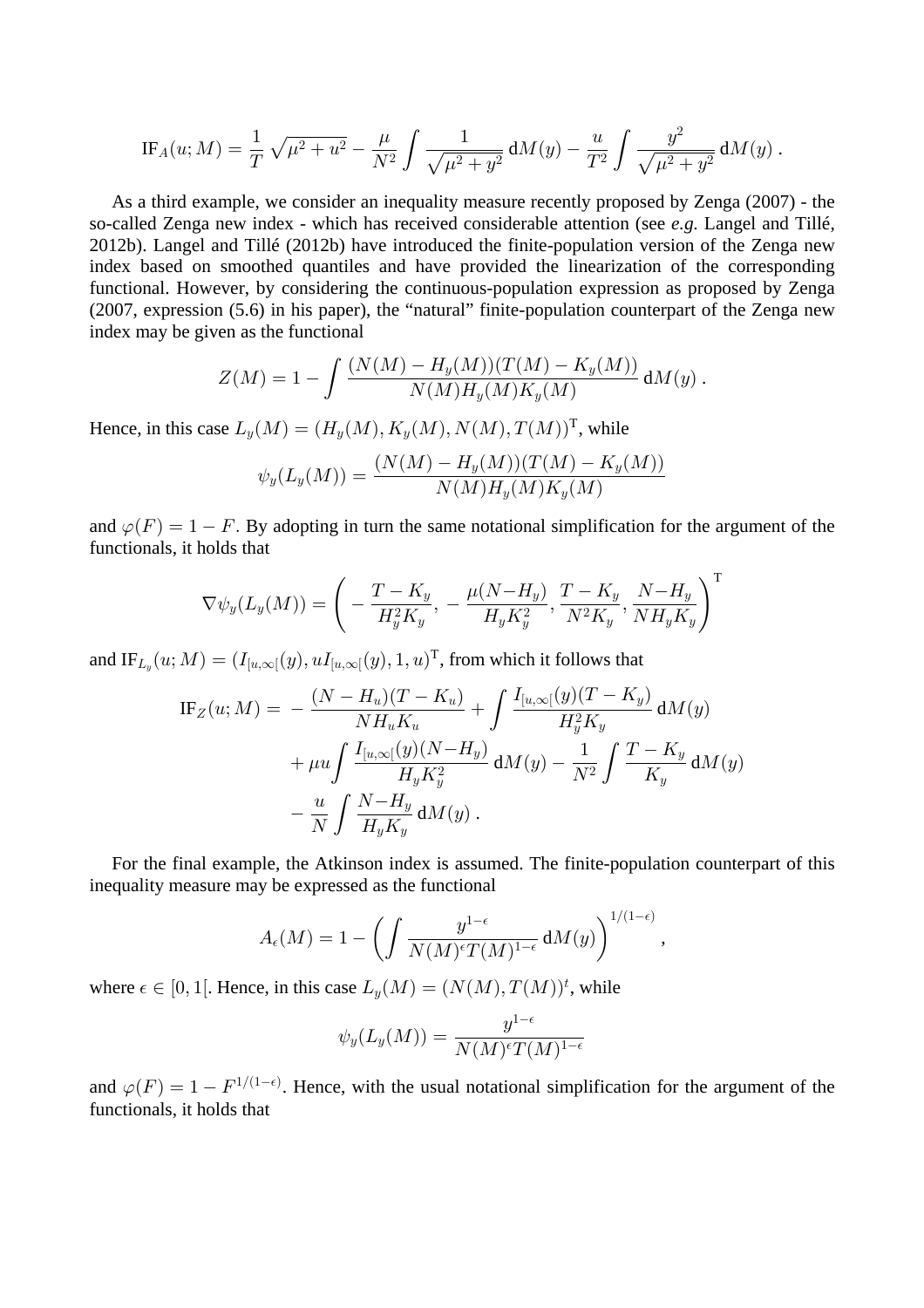$$\mathrm{IF}_A(u;M) = \frac{1}{T}\,\sqrt{\mu^2+u^2} - \frac{\mu}{N^2}\int \frac{1}{\sqrt{\mu^2+y^2}}\,\mathrm{d}M(y) - \frac{u}{T^2}\int \frac{y^2}{\sqrt{\mu^2+y^2}}\,\mathrm{d}M(y)\,.$$

As a third example, we consider an inequality measure recently proposed by Zenga (2007) - the so-called Zenga new index - which has received considerable attention (see *e.g.* Langel and Tillé, 2012b). Langel and Tillé (2012b) have introduced the finite-population version of the Zenga new index based on smoothed quantiles and have provided the linearization of the corresponding functional. However, by considering the continuous-population expression as proposed by Zenga (2007, expression (5.6) in his paper), the "natural" finite-population counterpart of the Zenga new index may be given as the functional

$$Z(M) = 1 - \int \frac{(N(M)-H_y(M))(T(M)-K_y(M))}{N(M)H_y(M)K_y(M)}\,\mathrm{d}M(y)\,.$$

Hence, in this case $L_y(M) = (H_y(M), K_y(M), N(M), T(M))^{\mathrm{T}}$, while

$$\psi_y(L_y(M)) = \frac{(N(M)-H_y(M))(T(M)-K_y(M))}{N(M)H_y(M)K_y(M)}$$

and $\varphi(F) = 1-F$. By adopting in turn the same notational simplification for the argument of the functionals, it holds that

$$\nabla\psi_y(L_y(M)) = \left(-\frac{T-K_y}{H_y^2K_y},\, -\frac{\mu(N-H_y)}{H_yK_y^2},\, \frac{T-K_y}{N^2K_y},\, \frac{N-H_y}{NH_yK_y}\right)^{\mathrm{T}}$$

and $\mathrm{IF}_{L_y}(u;M) = (I_{[u,\infty[}(y), uI_{[u,\infty[}(y), 1, u)^{\mathrm{T}}$, from which it follows that

$$\begin{aligned}
\mathrm{IF}_Z(u;M) = & -\frac{(N-H_u)(T-K_u)}{NH_uK_u} + \int \frac{I_{[u,\infty[}(y)(T-K_y)}{H_y^2K_y}\,\mathrm{d}M(y) \\
& + \mu u\int \frac{I_{[u,\infty[}(y)(N-H_y)}{H_yK_y^2}\,\mathrm{d}M(y) - \frac{1}{N^2}\int \frac{T-K_y}{K_y}\,\mathrm{d}M(y) \\
& - \frac{u}{N}\int \frac{N-H_y}{H_yK_y}\,\mathrm{d}M(y)\,.
\end{aligned}$$

For the final example, the Atkinson index is assumed. The finite-population counterpart of this inequality measure may be expressed as the functional

$$A_\epsilon(M) = 1 - \left(\int \frac{y^{1-\epsilon}}{N(M)^\epsilon T(M)^{1-\epsilon}}\,\mathrm{d}M(y)\right)^{1/(1-\epsilon)}\,,$$

where $\epsilon \in [0,1[$. Hence, in this case $L_y(M) = (N(M), T(M))^t$, while

$$\psi_y(L_y(M)) = \frac{y^{1-\epsilon}}{N(M)^\epsilon T(M)^{1-\epsilon}}$$

and $\varphi(F) = 1 - F^{1/(1-\epsilon)}$. Hence, with the usual notational simplification for the argument of the functionals, it holds that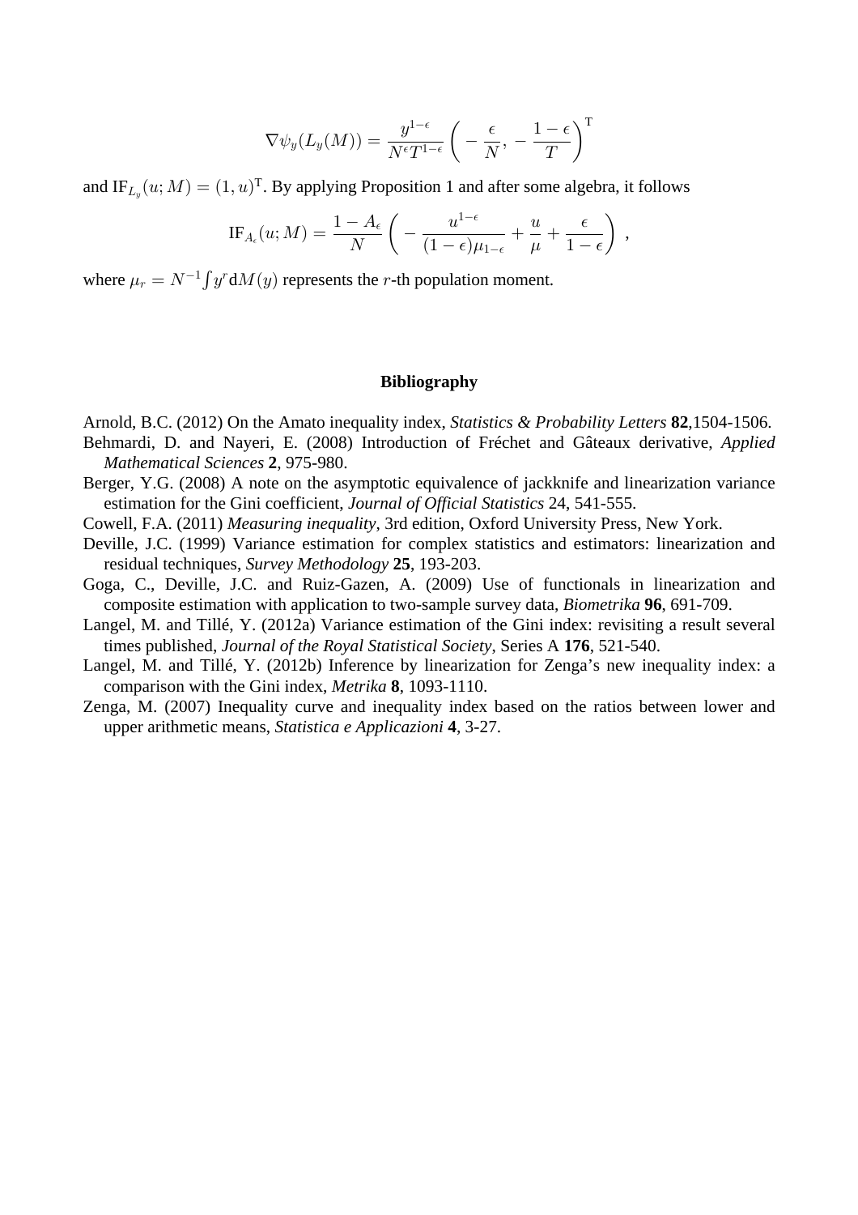$$\nabla\psi_y(L_y(M)) = \frac{y^{1-\epsilon}}{N^\epsilon T^{1-\epsilon}}\left(-\frac{\epsilon}{N}, -\frac{1-\epsilon}{T}\right)^{\mathrm{T}}$$

and $\mathrm{IF}_{L_y}(u;M) = (1,u)^{\mathrm{T}}$. By applying Proposition 1 and after some algebra, it follows

$$\mathrm{IF}_{A_\epsilon}(u;M) = \frac{1-A_\epsilon}{N}\left(-\frac{u^{1-\epsilon}}{(1-\epsilon)\mu_{1-\epsilon}} + \frac{u}{\mu} + \frac{\epsilon}{1-\epsilon}\right) ,$$

where $\mu_r = N^{-1}\int y^r \mathrm{d}M(y)$ represents the $r$-th population moment.

## Bibliography

Arnold, B.C. (2012) On the Amato inequality index, *Statistics & Probability Letters* **82**,1504-1506.

Behmardi, D. and Nayeri, E. (2008) Introduction of Fréchet and Gâteaux derivative, *Applied Mathematical Sciences* **2**, 975-980.

Berger, Y.G. (2008) A note on the asymptotic equivalence of jackknife and linearization variance estimation for the Gini coefficient, *Journal of Official Statistics* 24, 541-555.

Cowell, F.A. (2011) *Measuring inequality*, 3rd edition, Oxford University Press, New York.

Deville, J.C. (1999) Variance estimation for complex statistics and estimators: linearization and residual techniques, *Survey Methodology* **25**, 193-203.

Goga, C., Deville, J.C. and Ruiz-Gazen, A. (2009) Use of functionals in linearization and composite estimation with application to two-sample survey data, *Biometrika* **96**, 691-709.

Langel, M. and Tillé, Y. (2012a) Variance estimation of the Gini index: revisiting a result several times published, *Journal of the Royal Statistical Society*, Series A **176**, 521-540.

Langel, M. and Tillé, Y. (2012b) Inference by linearization for Zenga's new inequality index: a comparison with the Gini index, *Metrika* **8**, 1093-1110.

Zenga, M. (2007) Inequality curve and inequality index based on the ratios between lower and upper arithmetic means, *Statistica e Applicazioni* **4**, 3-27.